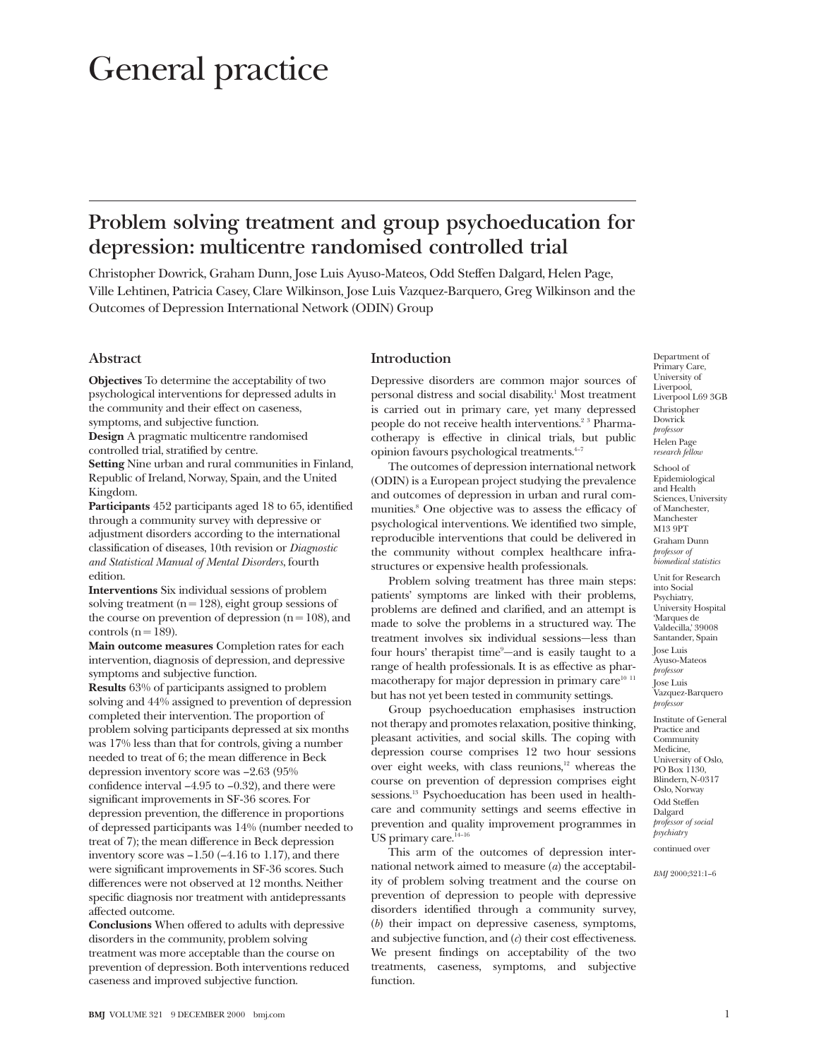# General practice

## Problem solving treatment and group psychoeducation for depression: multicentre randomised controlled trial

Christopher Dowrick, Graham Dunn, Jose Luis Ayuso-Mateos, Odd Steffen Dalgard, Helen Page, Ville Lehtinen, Patricia Casey, Clare Wilkinson, Jose Luis Vazquez-Barquero, Greg Wilkinson and the Outcomes of Depression International Network (ODIN) Group

### Abstract

**Objectives** To determine the acceptability of two psychological interventions for depressed adults in the community and their effect on caseness, symptoms, and subjective function.

**Design** A pragmatic multicentre randomised controlled trial, stratified by centre.

**Setting** Nine urban and rural communities in Finland, Republic of Ireland, Norway, Spain, and the United Kingdom.

**Participants** 452 participants aged 18 to 65, identified through a community survey with depressive or adjustment disorders according to the international classification of diseases, 10th revision or *Diagnostic and Statistical Manual of Mental Disorders*, fourth edition.

**Interventions** Six individual sessions of problem solving treatment (n = 128), eight group sessions of the course on prevention of depression (n = 108), and controls (n = 189).

**Main outcome measures** Completion rates for each intervention, diagnosis of depression, and depressive symptoms and subjective function.

**Results** 63% of participants assigned to problem solving and 44% assigned to prevention of depression completed their intervention. The proportion of problem solving participants depressed at six months was 17% less than that for controls, giving a number needed to treat of 6; the mean difference in Beck depression inventory score was −2.63 (95% confidence interval −4.95 to −0.32), and there were significant improvements in SF-36 scores. For depression prevention, the difference in proportions of depressed participants was 14% (number needed to treat of 7); the mean difference in Beck depression inventory score was −1.50 (−4.16 to 1.17), and there were significant improvements in SF-36 scores. Such differences were not observed at 12 months. Neither specific diagnosis nor treatment with antidepressants affected outcome.

**Conclusions** When offered to adults with depressive disorders in the community, problem solving treatment was more acceptable than the course on prevention of depression. Both interventions reduced caseness and improved subjective function.

### Introduction

Depressive disorders are common major sources of personal distress and social disability.[1] Most treatment is carried out in primary care, yet many depressed people do not receive health interventions.[2 3] Pharmacotherapy is effective in clinical trials, but public opinion favours psychological treatments.[4–7]

The outcomes of depression international network (ODIN) is a European project studying the prevalence and outcomes of depression in urban and rural communities.[8] One objective was to assess the efficacy of psychological interventions. We identified two simple, reproducible interventions that could be delivered in the community without complex healthcare infrastructures or expensive health professionals.

Problem solving treatment has three main steps: patients' symptoms are linked with their problems, problems are defined and clarified, and an attempt is made to solve the problems in a structured way. The treatment involves six individual sessions—less than four hours' therapist time[9]—and is easily taught to a range of health professionals. It is as effective as pharmacotherapy for major depression in primary care[10 11] but has not yet been tested in community settings.

Group psychoeducation emphasises instruction not therapy and promotes relaxation, positive thinking, pleasant activities, and social skills. The coping with depression course comprises 12 two hour sessions over eight weeks, with class reunions,[12] whereas the course on prevention of depression comprises eight sessions.[13] Psychoeducation has been used in healthcare and community settings and seems effective in prevention and quality improvement programmes in US primary care.[14–16]

This arm of the outcomes of depression international network aimed to measure (*a*) the acceptability of problem solving treatment and the course on prevention of depression to people with depressive disorders identified through a community survey, (*b*) their impact on depressive caseness, symptoms, and subjective function, and (*c*) their cost effectiveness. We present findings on acceptability of the two treatments, caseness, symptoms, and subjective function.

Department of Primary Care, University of Liverpool, Liverpool L69 3GB
Christopher Dowrick *professor*
Helen Page *research fellow*

School of Epidemiological and Health Sciences, University of Manchester, Manchester M13 9PT
Graham Dunn *professor of biomedical statistics*

Unit for Research into Social Psychiatry, University Hospital 'Marques de Valdecilla,' 39008 Santander, Spain
Jose Luis Ayuso-Mateos *professor*
Jose Luis Vazquez-Barquero *professor*

Institute of General Practice and Community Medicine, University of Oslo, PO Box 1130, Blindern, N-0317 Oslo, Norway
Odd Steffen Dalgard *professor of social psychiatry*

continued over

*BMJ* 2000;321:1–6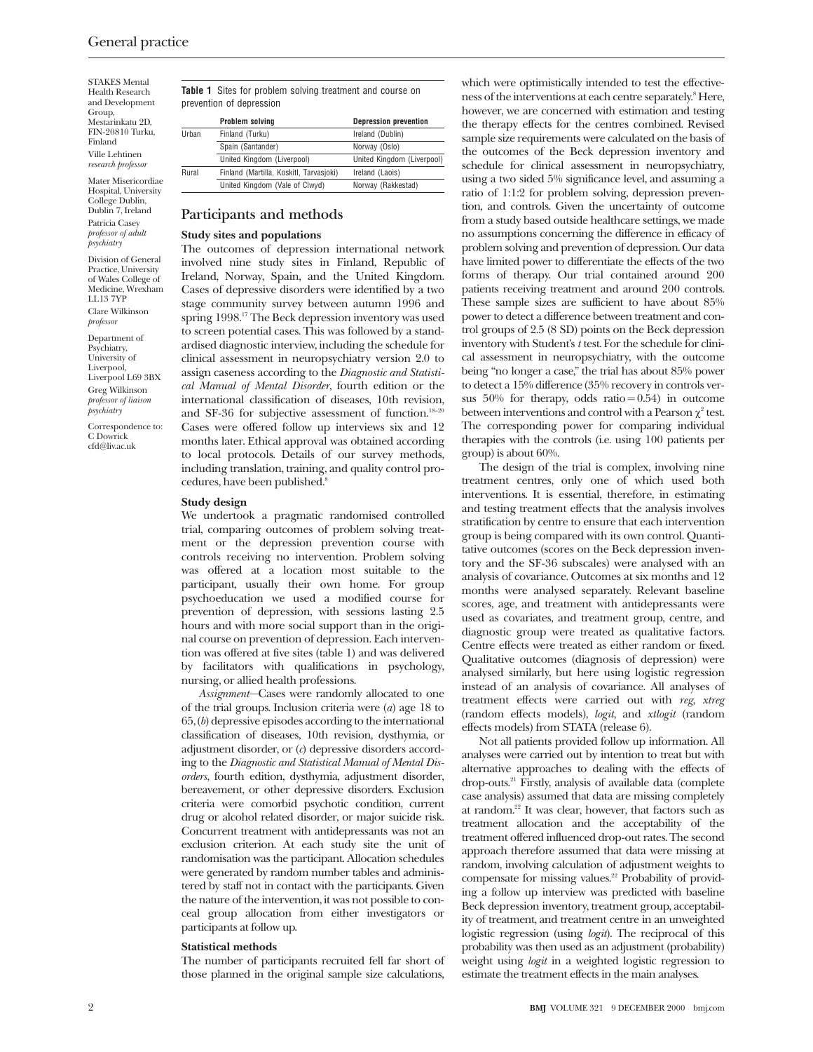STAKES Mental Health Research and Development Group, Mestarinkatu 2D, FIN-20810 Turku, Finland
Ville Lehtinen *research professor*

Mater Misericordiae Hospital, University College Dublin, Dublin 7, Ireland
Patricia Casey *professor of adult psychiatry*

Division of General Practice, University of Wales College of Medicine, Wrexham LL13 7YP
Clare Wilkinson *professor*

Department of Psychiatry, University of Liverpool, Liverpool L69 3BX
Greg Wilkinson *professor of liaison psychiatry*

Correspondence to: C Dowrick cfd@liv.ac.uk

**Table 1** Sites for problem solving treatment and course on prevention of depression

| | Problem solving | Depression prevention |
|---|---|---|
| Urban | Finland (Turku) | Ireland (Dublin) |
| | Spain (Santander) | Norway (Oslo) |
| | United Kingdom (Liverpool) | United Kingdom (Liverpool) |
| Rural | Finland (Martilla, Koskitl, Tarvasjoki) | Ireland (Laois) |
| | United Kingdom (Vale of Clwyd) | Norway (Rakkestad) |

## Participants and methods

### Study sites and populations

The outcomes of depression international network involved nine study sites in Finland, Republic of Ireland, Norway, Spain, and the United Kingdom. Cases of depressive disorders were identified by a two stage community survey between autumn 1996 and spring 1998.[17] The Beck depression inventory was used to screen potential cases. This was followed by a standardised diagnostic interview, including the schedule for clinical assessment in neuropsychiatry version 2.0 to assign caseness according to the *Diagnostic and Statistical Manual of Mental Disorder*, fourth edition or the international classification of diseases, 10th revision, and SF-36 for subjective assessment of function.[18–20] Cases were offered follow up interviews six and 12 months later. Ethical approval was obtained according to local protocols. Details of our survey methods, including translation, training, and quality control procedures, have been published.[8]

### Study design

We undertook a pragmatic randomised controlled trial, comparing outcomes of problem solving treatment or the depression prevention course with controls receiving no intervention. Problem solving was offered at a location most suitable to the participant, usually their own home. For group psychoeducation we used a modified course for prevention of depression, with sessions lasting 2.5 hours and with more social support than in the original course on prevention of depression. Each intervention was offered at five sites (table 1) and was delivered by facilitators with qualifications in psychology, nursing, or allied health professions.

*Assignment*—Cases were randomly allocated to one of the trial groups. Inclusion criteria were (*a*) age 18 to 65, (*b*) depressive episodes according to the international classification of diseases, 10th revision, dysthymia, or adjustment disorder, or (*c*) depressive disorders according to the *Diagnostic and Statistical Manual of Mental Disorders*, fourth edition, dysthymia, adjustment disorder, bereavement, or other depressive disorders. Exclusion criteria were comorbid psychotic condition, current drug or alcohol related disorder, or major suicide risk. Concurrent treatment with antidepressants was not an exclusion criterion. At each study site the unit of randomisation was the participant. Allocation schedules were generated by random number tables and administered by staff not in contact with the participants. Given the nature of the intervention, it was not possible to conceal group allocation from either investigators or participants at follow up.

### Statistical methods

The number of participants recruited fell far short of those planned in the original sample size calculations, which were optimistically intended to test the effectiveness of the interventions at each centre separately.[8] Here, however, we are concerned with estimation and testing the therapy effects for the centres combined. Revised sample size requirements were calculated on the basis of the outcomes of the Beck depression inventory and schedule for clinical assessment in neuropsychiatry, using a two sided 5% significance level, and assuming a ratio of 1:1:2 for problem solving, depression prevention, and controls. Given the uncertainty of outcome from a study based outside healthcare settings, we made no assumptions concerning the difference in efficacy of problem solving and prevention of depression. Our data have limited power to differentiate the effects of the two forms of therapy. Our trial contained around 200 patients receiving treatment and around 200 controls. These sample sizes are sufficient to have about 85% power to detect a difference between treatment and control groups of 2.5 (8 SD) points on the Beck depression inventory with Student's *t* test. For the schedule for clinical assessment in neuropsychiatry, with the outcome being "no longer a case," the trial has about 85% power to detect a 15% difference (35% recovery in controls versus 50% for therapy, odds ratio = 0.54) in outcome between interventions and control with a Pearson $\chi^2$ test. The corresponding power for comparing individual therapies with the controls (i.e. using 100 patients per group) is about 60%.

The design of the trial is complex, involving nine treatment centres, only one of which used both interventions. It is essential, therefore, in estimating and testing treatment effects that the analysis involves stratification by centre to ensure that each intervention group is being compared with its own control. Quantitative outcomes (scores on the Beck depression inventory and the SF-36 subscales) were analysed with an analysis of covariance. Outcomes at six months and 12 months were analysed separately. Relevant baseline scores, age, and treatment with antidepressants were used as covariates, and treatment group, centre, and diagnostic group were treated as qualitative factors. Centre effects were treated as either random or fixed. Qualitative outcomes (diagnosis of depression) were analysed similarly, but here using logistic regression instead of an analysis of covariance. All analyses of treatment effects were carried out with *reg*, *xtreg* (random effects models), *logit*, and *xtlogit* (random effects models) from STATA (release 6).

Not all patients provided follow up information. All analyses were carried out by intention to treat but with alternative approaches to dealing with the effects of drop-outs.[21] Firstly, analysis of available data (complete case analysis) assumed that data are missing completely at random.[22] It was clear, however, that factors such as treatment allocation and the acceptability of the treatment offered influenced drop-out rates. The second approach therefore assumed that data were missing at random, involving calculation of adjustment weights to compensate for missing values.[22] Probability of providing a follow up interview was predicted with baseline Beck depression inventory, treatment group, acceptability of treatment, and treatment centre in an unweighted logistic regression (using *logit*). The reciprocal of this probability was then used as an adjustment (probability) weight using *logit* in a weighted logistic regression to estimate the treatment effects in the main analyses.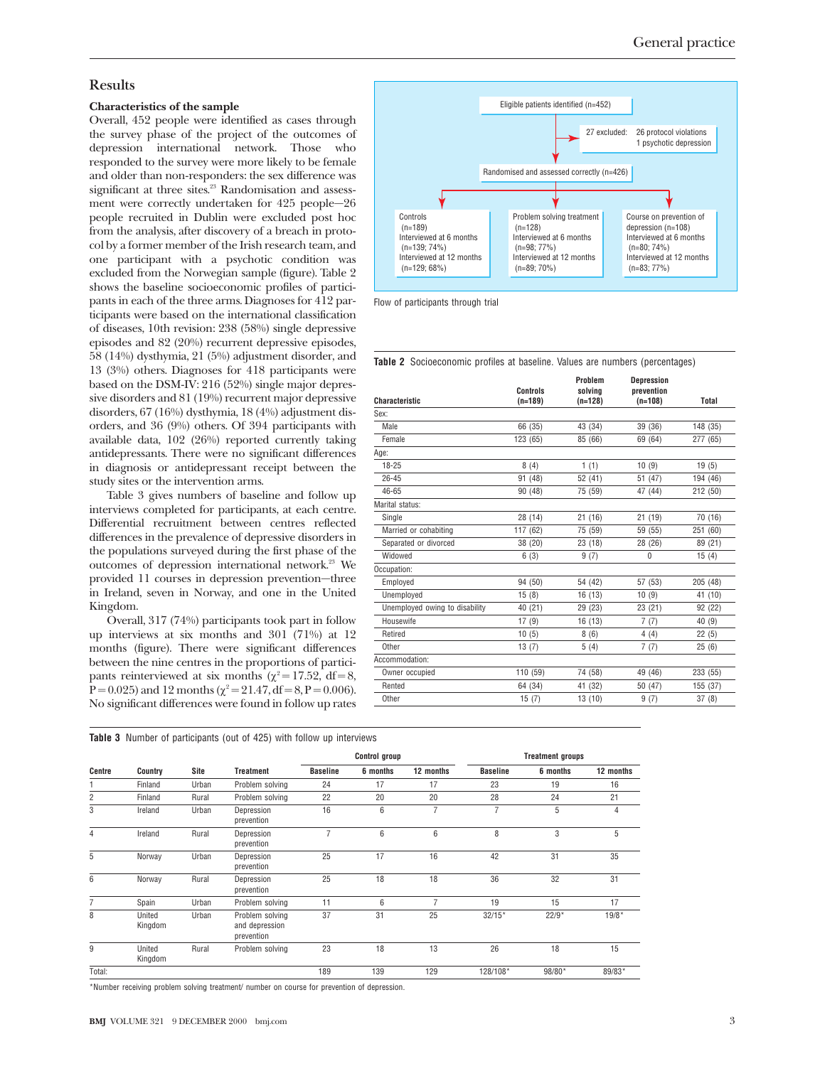## Results

### Characteristics of the sample

Overall, 452 people were identified as cases through the survey phase of the project of the outcomes of depression international network. Those who responded to the survey were more likely to be female and older than non-responders: the sex difference was significant at three sites.[23] Randomisation and assessment were correctly undertaken for 425 people—26 people recruited in Dublin were excluded post hoc from the analysis, after discovery of a breach in protocol by a former member of the Irish research team, and one participant with a psychotic condition was excluded from the Norwegian sample (figure). Table 2 shows the baseline socioeconomic profiles of participants in each of the three arms. Diagnoses for 412 participants were based on the international classification of diseases, 10th revision: 238 (58%) single depressive episodes and 82 (20%) recurrent depressive episodes, 58 (14%) dysthymia, 21 (5%) adjustment disorder, and 13 (3%) others. Diagnoses for 418 participants were based on the DSM-IV: 216 (52%) single major depressive disorders and 81 (19%) recurrent major depressive disorders, 67 (16%) dysthymia, 18 (4%) adjustment disorders, and 36 (9%) others. Of 394 participants with available data, 102 (26%) reported currently taking antidepressants. There were no significant differences in diagnosis or antidepressant receipt between the study sites or the intervention arms.

Table 3 gives numbers of baseline and follow up interviews completed for participants, at each centre. Differential recruitment between centres reflected differences in the prevalence of depressive disorders in the populations surveyed during the first phase of the outcomes of depression international network.[23] We provided 11 courses in depression prevention—three in Ireland, seven in Norway, and one in the United Kingdom.

Overall, 317 (74%) participants took part in follow up interviews at six months and 301 (71%) at 12 months (figure). There were significant differences between the nine centres in the proportions of participants reinterviewed at six months ($\chi^2 = 17.52$, df = 8, P = 0.025) and 12 months ($\chi^2 = 21.47$, df = 8, P = 0.006). No significant differences were found in follow up rates

Eligible patients identified (n=452)
→ 27 excluded: 26 protocol violations; 1 psychotic depression
→ Randomised and assessed correctly (n=426)
- Controls (n=189); Interviewed at 6 months (n=139; 74%); Interviewed at 12 months (n=129; 68%)
- Problem solving treatment (n=128); Interviewed at 6 months (n=98; 77%); Interviewed at 12 months (n=89; 70%)
- Course on prevention of depression (n=108); Interviewed at 6 months (n=80; 74%); Interviewed at 12 months (n=83; 77%)

Flow of participants through trial

**Table 2** Socioeconomic profiles at baseline. Values are numbers (percentages)

| Characteristic | Controls (n=189) | Problem solving (n=128) | Depression prevention (n=108) | Total |
|---|---|---|---|---|
| Sex: | | | | |
| Male | 66 (35) | 43 (34) | 39 (36) | 148 (35) |
| Female | 123 (65) | 85 (66) | 69 (64) | 277 (65) |
| Age: | | | | |
| 18-25 | 8 (4) | 1 (1) | 10 (9) | 19 (5) |
| 26-45 | 91 (48) | 52 (41) | 51 (47) | 194 (46) |
| 46-65 | 90 (48) | 75 (59) | 47 (44) | 212 (50) |
| Marital status: | | | | |
| Single | 28 (14) | 21 (16) | 21 (19) | 70 (16) |
| Married or cohabiting | 117 (62) | 75 (59) | 59 (55) | 251 (60) |
| Separated or divorced | 38 (20) | 23 (18) | 28 (26) | 89 (21) |
| Widowed | 6 (3) | 9 (7) | 0 | 15 (4) |
| Occupation: | | | | |
| Employed | 94 (50) | 54 (42) | 57 (53) | 205 (48) |
| Unemployed | 15 (8) | 16 (13) | 10 (9) | 41 (10) |
| Unemployed owing to disability | 40 (21) | 29 (23) | 23 (21) | 92 (22) |
| Housewife | 17 (9) | 16 (13) | 7 (7) | 40 (9) |
| Retired | 10 (5) | 8 (6) | 4 (4) | 22 (5) |
| Other | 13 (7) | 5 (4) | 7 (7) | 25 (6) |
| Accommodation: | | | | |
| Owner occupied | 110 (59) | 74 (58) | 49 (46) | 233 (55) |
| Rented | 64 (34) | 41 (32) | 50 (47) | 155 (37) |
| Other | 15 (7) | 13 (10) | 9 (7) | 37 (8) |

**Table 3** Number of participants (out of 425) with follow up interviews

| Centre | Country | Site | Treatment | Control group | | | Treatment groups | | |
|---|---|---|---|---|---|---|---|---|---|
| | | | | Baseline | 6 months | 12 months | Baseline | 6 months | 12 months |
| 1 | Finland | Urban | Problem solving | 24 | 17 | 17 | 23 | 19 | 16 |
| 2 | Finland | Rural | Problem solving | 22 | 20 | 20 | 28 | 24 | 21 |
| 3 | Ireland | Urban | Depression prevention | 16 | 6 | 7 | 7 | 5 | 4 |
| 4 | Ireland | Rural | Depression prevention | 7 | 6 | 6 | 8 | 3 | 5 |
| 5 | Norway | Urban | Depression prevention | 25 | 17 | 16 | 42 | 31 | 35 |
| 6 | Norway | Rural | Depression prevention | 25 | 18 | 18 | 36 | 32 | 31 |
| 7 | Spain | Urban | Problem solving | 11 | 6 | 7 | 19 | 15 | 17 |
| 8 | United Kingdom | Urban | Problem solving and depression prevention | 37 | 31 | 25 | 32/15* | 22/9* | 19/8* |
| 9 | United Kingdom | Rural | Problem solving | 23 | 18 | 13 | 26 | 18 | 15 |
| Total: | | | | 189 | 139 | 129 | 128/108* | 98/80* | 89/83* |

*Number receiving problem solving treatment/ number on course for prevention of depression.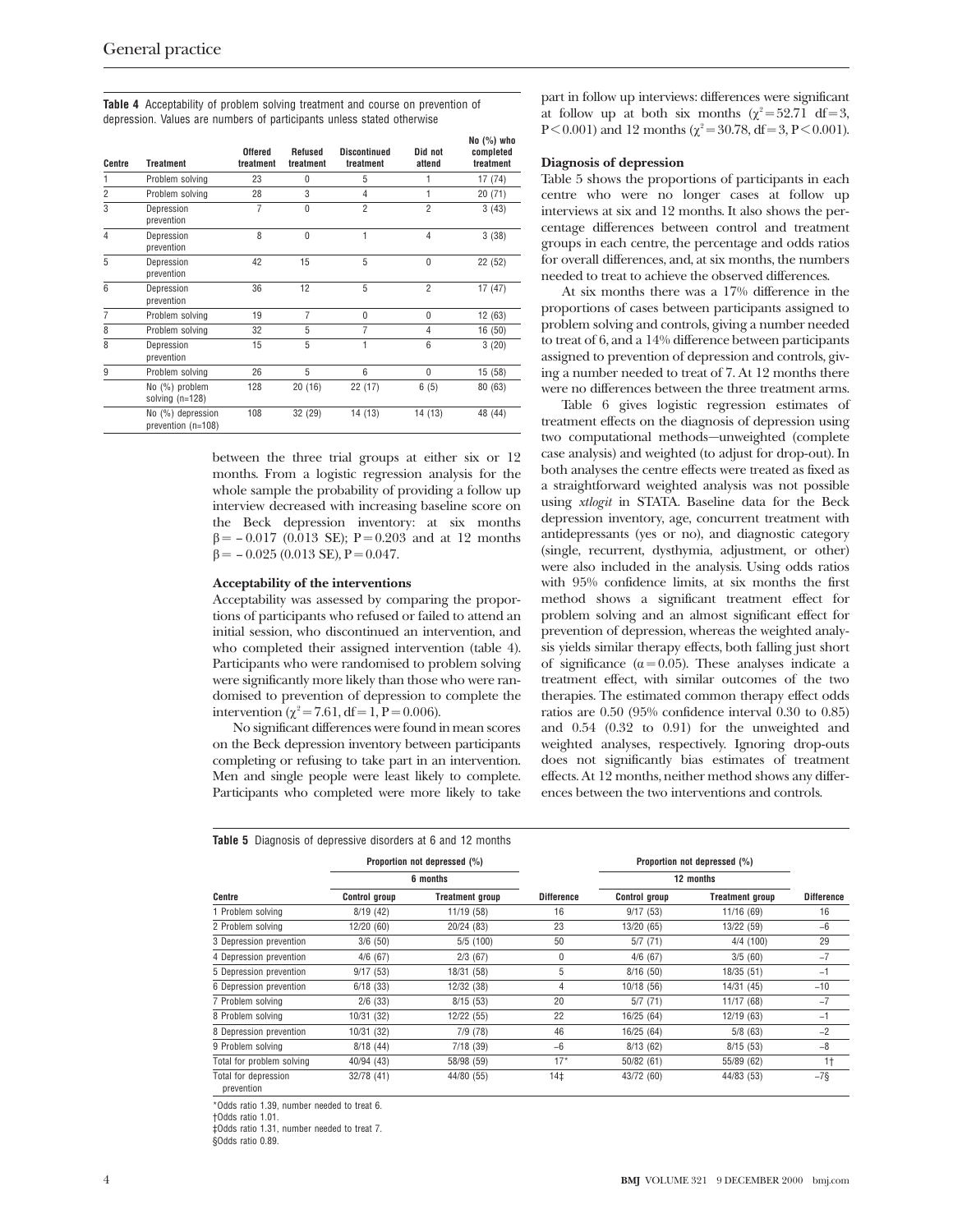**Table 4** Acceptability of problem solving treatment and course on prevention of depression. Values are numbers of participants unless stated otherwise

| Centre | Treatment | Offered treatment | Refused treatment | Discontinued treatment | Did not attend | No (%) who completed treatment |
|---|---|---|---|---|---|---|
| 1 | Problem solving | 23 | 0 | 5 | 1 | 17 (74) |
| 2 | Problem solving | 28 | 3 | 4 | 1 | 20 (71) |
| 3 | Depression prevention | 7 | 0 | 2 | 2 | 3 (43) |
| 4 | Depression prevention | 8 | 0 | 1 | 4 | 3 (38) |
| 5 | Depression prevention | 42 | 15 | 5 | 0 | 22 (52) |
| 6 | Depression prevention | 36 | 12 | 5 | 2 | 17 (47) |
| 7 | Problem solving | 19 | 7 | 0 | 0 | 12 (63) |
| 8 | Problem solving | 32 | 5 | 7 | 4 | 16 (50) |
| 8 | Depression prevention | 15 | 5 | 1 | 6 | 3 (20) |
| 9 | Problem solving | 26 | 5 | 6 | 0 | 15 (58) |
| | No (%) problem solving (n=128) | 128 | 20 (16) | 22 (17) | 6 (5) | 80 (63) |
| | No (%) depression prevention (n=108) | 108 | 32 (29) | 14 (13) | 14 (13) | 48 (44) |

between the three trial groups at either six or 12 months. From a logistic regression analysis for the whole sample the probability of providing a follow up interview decreased with increasing baseline score on the Beck depression inventory: at six months $\beta = -0.017$ (0.013 SE); $P = 0.203$ and at 12 months $\beta = -0.025$ (0.013 SE), $P = 0.047$.

### Acceptability of the interventions

Acceptability was assessed by comparing the proportions of participants who refused or failed to attend an initial session, who discontinued an intervention, and who completed their assigned intervention (table 4). Participants who were randomised to problem solving were significantly more likely than those who were randomised to prevention of depression to complete the intervention ($\chi^2 = 7.61$, df = 1, $P = 0.006$).

No significant differences were found in mean scores on the Beck depression inventory between participants completing or refusing to take part in an intervention. Men and single people were least likely to complete. Participants who completed were more likely to take part in follow up interviews: differences were significant at follow up at both six months ($\chi^2 = 52.71$ df = 3, $P < 0.001$) and 12 months ($\chi^2 = 30.78$, df = 3, $P < 0.001$).

### Diagnosis of depression

Table 5 shows the proportions of participants in each centre who were no longer cases at follow up interviews at six and 12 months. It also shows the percentage differences between control and treatment groups in each centre, the percentage and odds ratios for overall differences, and, at six months, the numbers needed to treat to achieve the observed differences.

At six months there was a 17% difference in the proportions of cases between participants assigned to problem solving and controls, giving a number needed to treat of 6, and a 14% difference between participants assigned to prevention of depression and controls, giving a number needed to treat of 7. At 12 months there were no differences between the three treatment arms.

Table 6 gives logistic regression estimates of treatment effects on the diagnosis of depression using two computational methods—unweighted (complete case analysis) and weighted (to adjust for drop-out). In both analyses the centre effects were treated as fixed as a straightforward weighted analysis was not possible using *xtlogit* in STATA. Baseline data for the Beck depression inventory, age, concurrent treatment with antidepressants (yes or no), and diagnostic category (single, recurrent, dysthymia, adjustment, or other) were also included in the analysis. Using odds ratios with 95% confidence limits, at six months the first method shows a significant treatment effect for problem solving and an almost significant effect for prevention of depression, whereas the weighted analysis yields similar therapy effects, both falling just short of significance ($\alpha = 0.05$). These analyses indicate a treatment effect, with similar outcomes of the two therapies. The estimated common therapy effect odds ratios are 0.50 (95% confidence interval 0.30 to 0.85) and 0.54 (0.32 to 0.91) for the unweighted and weighted analyses, respectively. Ignoring drop-outs does not significantly bias estimates of treatment effects. At 12 months, neither method shows any differences between the two interventions and controls.

**Table 5** Diagnosis of depressive disorders at 6 and 12 months

| Centre | Proportion not depressed (%) 6 months | | | Proportion not depressed (%) 12 months | | |
|---|---|---|---|---|---|---|
| | Control group | Treatment group | Difference | Control group | Treatment group | Difference |
| 1 Problem solving | 8/19 (42) | 11/19 (58) | 16 | 9/17 (53) | 11/16 (69) | 16 |
| 2 Problem solving | 12/20 (60) | 20/24 (83) | 23 | 13/20 (65) | 13/22 (59) | −6 |
| 3 Depression prevention | 3/6 (50) | 5/5 (100) | 50 | 5/7 (71) | 4/4 (100) | 29 |
| 4 Depression prevention | 4/6 (67) | 2/3 (67) | 0 | 4/6 (67) | 3/5 (60) | −7 |
| 5 Depression prevention | 9/17 (53) | 18/31 (58) | 5 | 8/16 (50) | 18/35 (51) | −1 |
| 6 Depression prevention | 6/18 (33) | 12/32 (38) | 4 | 10/18 (56) | 14/31 (45) | −10 |
| 7 Problem solving | 2/6 (33) | 8/15 (53) | 20 | 5/7 (71) | 11/17 (68) | −7 |
| 8 Problem solving | 10/31 (32) | 12/22 (55) | 22 | 16/25 (64) | 12/19 (63) | −1 |
| 8 Depression prevention | 10/31 (32) | 7/9 (78) | 46 | 16/25 (64) | 5/8 (63) | −2 |
| 9 Problem solving | 8/18 (44) | 7/18 (39) | −6 | 8/13 (62) | 8/15 (53) | −8 |
| Total for problem solving | 40/94 (43) | 58/98 (59) | 17* | 50/82 (61) | 55/89 (62) | 1† |
| Total for depression prevention | 32/78 (41) | 44/80 (55) | 14‡ | 43/72 (60) | 44/83 (53) | −7§ |

*Odds ratio 1.39, number needed to treat 6.
†Odds ratio 1.01.
‡Odds ratio 1.31, number needed to treat 7.
§Odds ratio 0.89.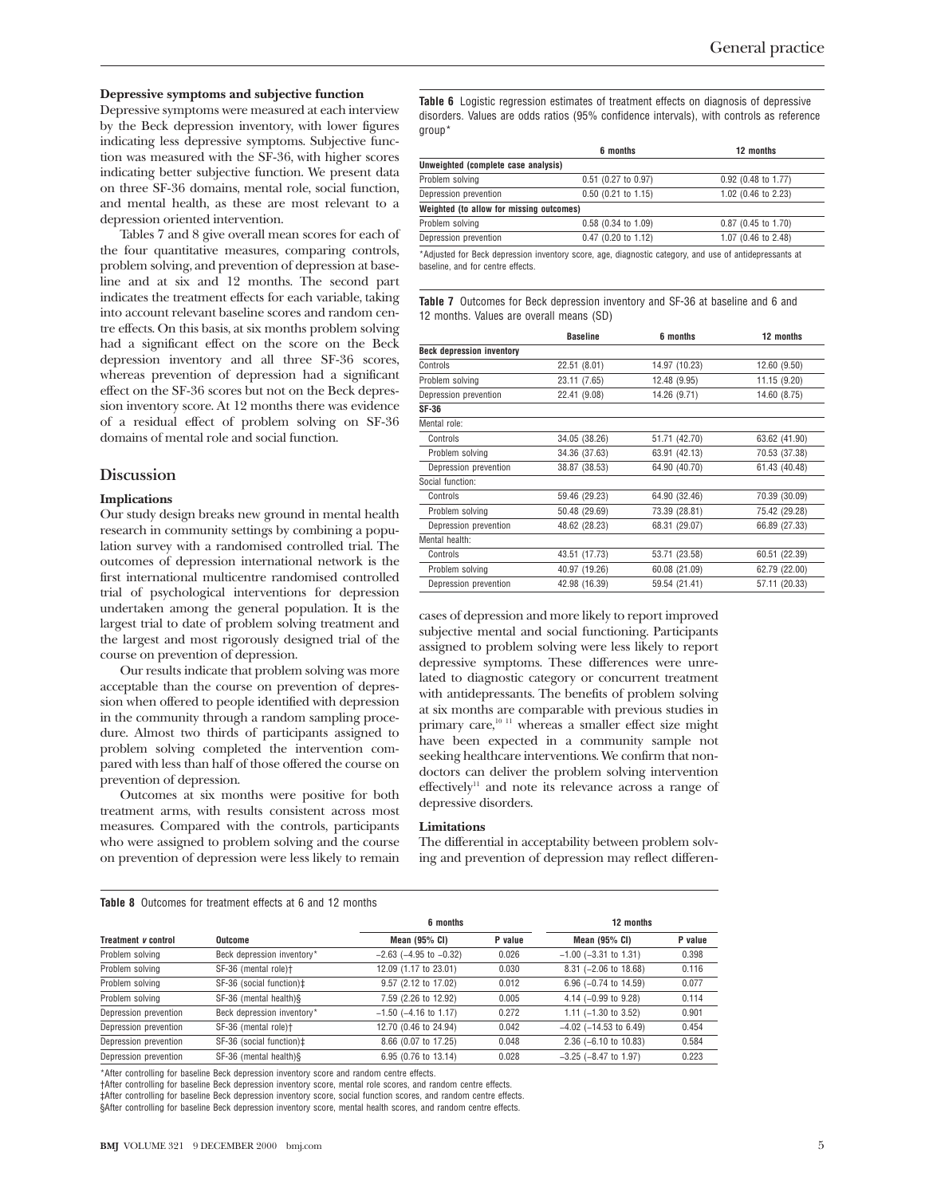### Depressive symptoms and subjective function

Depressive symptoms were measured at each interview by the Beck depression inventory, with lower figures indicating less depressive symptoms. Subjective function was measured with the SF-36, with higher scores indicating better subjective function. We present data on three SF-36 domains, mental role, social function, and mental health, as these are most relevant to a depression oriented intervention.

Tables 7 and 8 give overall mean scores for each of the four quantitative measures, comparing controls, problem solving, and prevention of depression at baseline and at six and 12 months. The second part indicates the treatment effects for each variable, taking into account relevant baseline scores and random centre effects. On this basis, at six months problem solving had a significant effect on the score on the Beck depression inventory and all three SF-36 scores, whereas prevention of depression had a significant effect on the SF-36 scores but not on the Beck depression inventory score. At 12 months there was evidence of a residual effect of problem solving on SF-36 domains of mental role and social function.

**Table 6** Logistic regression estimates of treatment effects on diagnosis of depressive disorders. Values are odds ratios (95% confidence intervals), with controls as reference group*

| | 6 months | 12 months |
|---|---|---|
| **Unweighted (complete case analysis)** | | |
| Problem solving | 0.51 (0.27 to 0.97) | 0.92 (0.48 to 1.77) |
| Depression prevention | 0.50 (0.21 to 1.15) | 1.02 (0.46 to 2.23) |
| **Weighted (to allow for missing outcomes)** | | |
| Problem solving | 0.58 (0.34 to 1.09) | 0.87 (0.45 to 1.70) |
| Depression prevention | 0.47 (0.20 to 1.12) | 1.07 (0.46 to 2.48) |

*Adjusted for Beck depression inventory score, age, diagnostic category, and use of antidepressants at baseline, and for centre effects.

**Table 7** Outcomes for Beck depression inventory and SF-36 at baseline and 6 and 12 months. Values are overall means (SD)

| | Baseline | 6 months | 12 months |
|---|---|---|---|
| **Beck depression inventory** | | | |
| Controls | 22.51 (8.01) | 14.97 (10.23) | 12.60 (9.50) |
| Problem solving | 23.11 (7.65) | 12.48 (9.95) | 11.15 (9.20) |
| Depression prevention | 22.41 (9.08) | 14.26 (9.71) | 14.60 (8.75) |
| **SF-36** | | | |
| Mental role: | | | |
| Controls | 34.05 (38.26) | 51.71 (42.70) | 63.62 (41.90) |
| Problem solving | 34.36 (37.63) | 63.91 (42.13) | 70.53 (37.38) |
| Depression prevention | 38.87 (38.53) | 64.90 (40.70) | 61.43 (40.48) |
| Social function: | | | |
| Controls | 59.46 (29.23) | 64.90 (32.46) | 70.39 (30.09) |
| Problem solving | 50.48 (29.69) | 73.39 (28.81) | 75.42 (29.28) |
| Depression prevention | 48.62 (28.23) | 68.31 (29.07) | 66.89 (27.33) |
| Mental health: | | | |
| Controls | 43.51 (17.73) | 53.71 (23.58) | 60.51 (22.39) |
| Problem solving | 40.97 (19.26) | 60.08 (21.09) | 62.79 (22.00) |
| Depression prevention | 42.98 (16.39) | 59.54 (21.41) | 57.11 (20.33) |

## Discussion

### Implications

Our study design breaks new ground in mental health research in community settings by combining a population survey with a randomised controlled trial. The outcomes of depression international network is the first international multicentre randomised controlled trial of psychological interventions for depression undertaken among the general population. It is the largest trial to date of problem solving treatment and the largest and most rigorously designed trial of the course on prevention of depression.

Our results indicate that problem solving was more acceptable than the course on prevention of depression when offered to people identified with depression in the community through a random sampling procedure. Almost two thirds of participants assigned to problem solving completed the intervention compared with less than half of those offered the course on prevention of depression.

Outcomes at six months were positive for both treatment arms, with results consistent across most measures. Compared with the controls, participants who were assigned to problem solving and the course on prevention of depression were less likely to remain cases of depression and more likely to report improved subjective mental and social functioning. Participants assigned to problem solving were less likely to report depressive symptoms. These differences were unrelated to diagnostic category or concurrent treatment with antidepressants. The benefits of problem solving at six months are comparable with previous studies in primary care,[10 11] whereas a smaller effect size might have been expected in a community sample not seeking healthcare interventions. We confirm that non-doctors can deliver the problem solving intervention effectively[11] and note its relevance across a range of depressive disorders.

### Limitations

The differential in acceptability between problem solving and prevention of depression may reflect differen-

**Table 8** Outcomes for treatment effects at 6 and 12 months

| | | 6 months | | 12 months | |
|---|---|---|---|---|---|
| **Treatment v control** | **Outcome** | **Mean (95% CI)** | **P value** | **Mean (95% CI)** | **P value** |
| Problem solving | Beck depression inventory* | −2.63 (−4.95 to −0.32) | 0.026 | −1.00 (−3.31 to 1.31) | 0.398 |
| Problem solving | SF-36 (mental role)† | 12.09 (1.17 to 23.01) | 0.030 | 8.31 (−2.06 to 18.68) | 0.116 |
| Problem solving | SF-36 (social function)‡ | 9.57 (2.12 to 17.02) | 0.012 | 6.96 (−0.74 to 14.59) | 0.077 |
| Problem solving | SF-36 (mental health)§ | 7.59 (2.26 to 12.92) | 0.005 | 4.14 (−0.99 to 9.28) | 0.114 |
| Depression prevention | Beck depression inventory* | −1.50 (−4.16 to 1.17) | 0.272 | 1.11 (−1.30 to 3.52) | 0.901 |
| Depression prevention | SF-36 (mental role)† | 12.70 (0.46 to 24.94) | 0.042 | −4.02 (−14.53 to 6.49) | 0.454 |
| Depression prevention | SF-36 (social function)‡ | 8.66 (0.07 to 17.25) | 0.048 | 2.36 (−6.10 to 10.83) | 0.584 |
| Depression prevention | SF-36 (mental health)§ | 6.95 (0.76 to 13.14) | 0.028 | −3.25 (−8.47 to 1.97) | 0.223 |

*After controlling for baseline Beck depression inventory score and random centre effects.
†After controlling for baseline Beck depression inventory score, mental role scores, and random centre effects.
‡After controlling for baseline Beck depression inventory score, social function scores, and random centre effects.
§After controlling for baseline Beck depression inventory score, mental health scores, and random centre effects.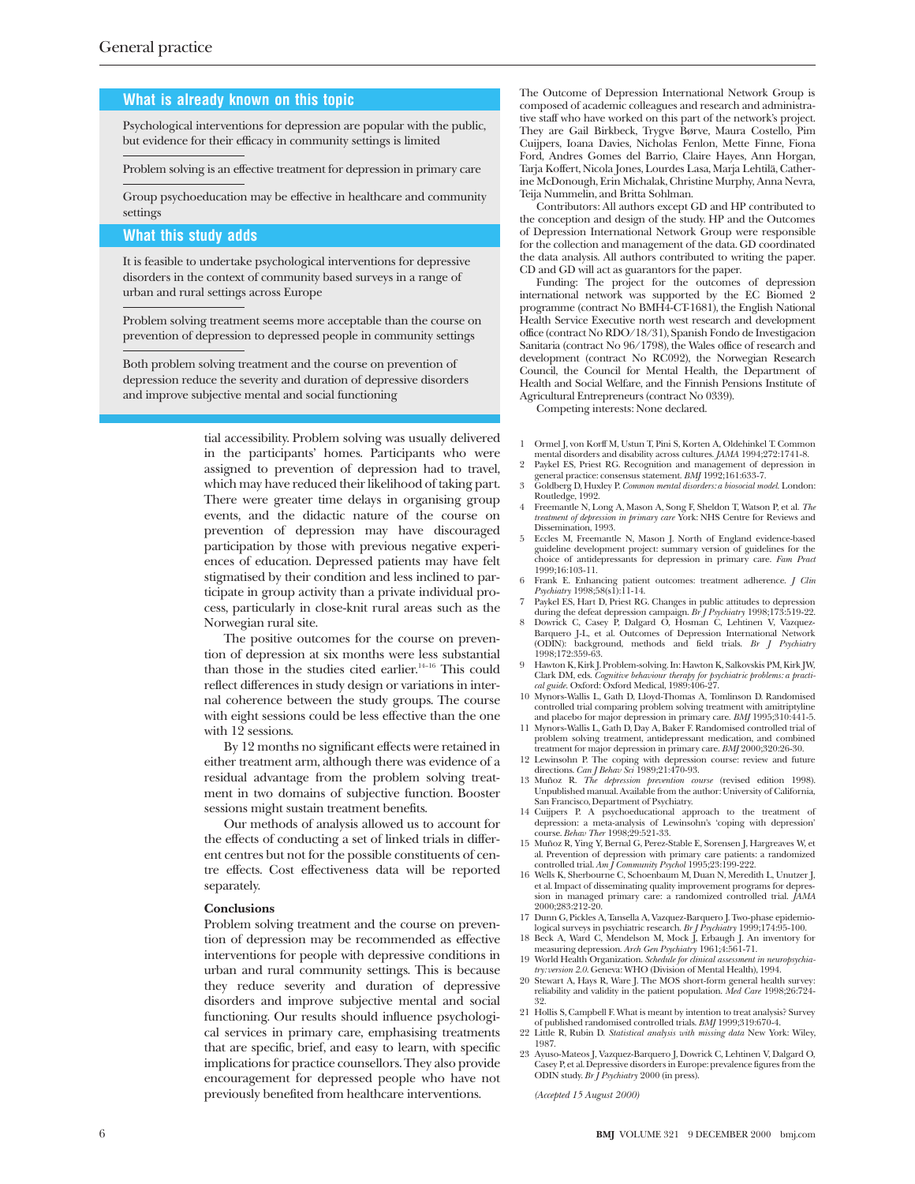## What is already known on this topic

Psychological interventions for depression are popular with the public, but evidence for their efficacy in community settings is limited

Problem solving is an effective treatment for depression in primary care

Group psychoeducation may be effective in healthcare and community settings

## What this study adds

It is feasible to undertake psychological interventions for depressive disorders in the context of community based surveys in a range of urban and rural settings across Europe

Problem solving treatment seems more acceptable than the course on prevention of depression to depressed people in community settings

Both problem solving treatment and the course on prevention of depression reduce the severity and duration of depressive disorders and improve subjective mental and social functioning

tial accessibility. Problem solving was usually delivered in the participants' homes. Participants who were assigned to prevention of depression had to travel, which may have reduced their likelihood of taking part. There were greater time delays in organising group events, and the didactic nature of the course on prevention of depression may have discouraged participation by those with previous negative experiences of education. Depressed patients may have felt stigmatised by their condition and less inclined to participate in group activity than a private individual process, particularly in close-knit rural areas such as the Norwegian rural site.

The positive outcomes for the course on prevention of depression at six months were less substantial than those in the studies cited earlier.[14–16] This could reflect differences in study design or variations in internal coherence between the study groups. The course with eight sessions could be less effective than the one with 12 sessions.

By 12 months no significant effects were retained in either treatment arm, although there was evidence of a residual advantage from the problem solving treatment in two domains of subjective function. Booster sessions might sustain treatment benefits.

Our methods of analysis allowed us to account for the effects of conducting a set of linked trials in different centres but not for the possible constituents of centre effects. Cost effectiveness data will be reported separately.

### Conclusions

Problem solving treatment and the course on prevention of depression may be recommended as effective interventions for people with depressive conditions in urban and rural community settings. This is because they reduce severity and duration of depressive disorders and improve subjective mental and social functioning. Our results should influence psychological services in primary care, emphasising treatments that are specific, brief, and easy to learn, with specific implications for practice counsellors. They also provide encouragement for depressed people who have not previously benefited from healthcare interventions.

The Outcome of Depression International Network Group is composed of academic colleagues and research and administrative staff who have worked on this part of the network's project. They are Gail Birkbeck, Trygve Børve, Maura Costello, Pim Cuijpers, Ioana Davies, Nicholas Fenlon, Mette Finne, Fiona Ford, Andres Gomes del Barrio, Claire Hayes, Ann Horgan, Tarja Koffert, Nicola Jones, Lourdes Lasa, Marja Lehtilä, Catherine McDonough, Erin Michalak, Christine Murphy, Anna Nevra, Teija Nummelin, and Britta Sohlman.

Contributors: All authors except GD and HP contributed to the conception and design of the study. HP and the Outcomes of Depression International Network Group were responsible for the collection and management of the data. GD coordinated the data analysis. All authors contributed to writing the paper. CD and GD will act as guarantors for the paper.

Funding: The project for the outcomes of depression international network was supported by the EC Biomed 2 programme (contract No BMH4-CT-1681), the English National Health Service Executive north west research and development office (contract No RDO/18/31), Spanish Fondo de Investigacion Sanitaria (contract No 96/1798), the Wales office of research and development (contract No RC092), the Norwegian Research Council, the Council for Mental Health, the Department of Health and Social Welfare, and the Finnish Pensions Institute of Agricultural Entrepreneurs (contract No 0339).

Competing interests: None declared.

1. Ormel J, von Korff M, Ustun T, Pini S, Korten A, Oldehinkel T. Common mental disorders and disability across cultures. *JAMA* 1994;272:1741-8.
2. Paykel ES, Priest RG. Recognition and management of depression in general practice: consensus statement. *BMJ* 1992;161:633-7.
3. Goldberg D, Huxley P. *Common mental disorders: a biosocial model.* London: Routledge, 1992.
4. Freemantle N, Long A, Mason A, Song F, Sheldon T, Watson P, et al. *The treatment of depression in primary care* York: NHS Centre for Reviews and Dissemination, 1993.
5. Eccles M, Freemantle N, Mason J. North of England evidence-based guideline development project: summary version of guidelines for the choice of antidepressants for depression in primary care. *Fam Pract* 1999;16:103-11.
6. Frank E. Enhancing patient outcomes: treatment adherence. *J Clin Psychiatry* 1998;58(s1):11-14.
7. Paykel ES, Hart D, Priest RG. Changes in public attitudes to depression during the defeat depression campaign. *Br J Psychiatry* 1998;173:519-22.
8. Dowrick C, Casey P, Dalgard O, Hosman C, Lehtinen V, Vazquez-Barquero J-L, et al. Outcomes of Depression International Network (ODIN): background, methods and field trials. *Br J Psychiatry* 1998;172:359-63.
9. Hawton K, Kirk J. Problem-solving. In: Hawton K, Salkovskis PM, Kirk JW, Clark DM, eds. *Cognitive behaviour therapy for psychiatric problems: a practical guide.* Oxford: Oxford Medical, 1989:406-27.
10. Mynors-Wallis L, Gath D, Lloyd-Thomas A, Tomlinson D. Randomised controlled trial comparing problem solving treatment with amitriptyline and placebo for major depression in primary care. *BMJ* 1995;310:441-5.
11. Mynors-Wallis L, Gath D, Day A, Baker F. Randomised controlled trial of problem solving treatment, antidepressant medication, and combined treatment for major depression in primary care. *BMJ* 2000;320:26-30.
12. Lewinsohn P. The coping with depression course: review and future directions. *Can J Behav Sci* 1989;21:470-93.
13. Muñoz R. *The depression prevention course* (revised edition 1998). Unpublished manual. Available from the author: University of California, San Francisco, Department of Psychiatry.
14. Cuijpers P. A psychoeducational approach to the treatment of depression: a meta-analysis of Lewinsohn's 'coping with depression' course. *Behav Ther* 1998;29:521-33.
15. Muñoz R, Ying Y, Bernal G, Perez-Stable E, Sorensen J, Hargreaves W, et al. Prevention of depression with primary care patients: a randomized controlled trial. *Am J Community Psychol* 1995;23:199-222.
16. Wells K, Sherbourne C, Schoenbaum M, Duan N, Meredith L, Unutzer J, et al. Impact of disseminating quality improvement programs for depression in managed primary care: a randomized controlled trial. *JAMA* 2000;283:212-20.
17. Dunn G, Pickles A, Tansella A, Vazquez-Barquero J. Two-phase epidemiological surveys in psychiatric research. *Br J Psychiatry* 1999;174:95-100.
18. Beck A, Ward C, Mendelson M, Mock J, Erbaugh J. An inventory for measuring depression. *Arch Gen Psychiatry* 1961;4:561-71.
19. World Health Organization. *Schedule for clinical assessment in neuropsychiatry: version 2.0.* Geneva: WHO (Division of Mental Health), 1994.
20. Stewart A, Hays R, Ware J. The MOS short-form general health survey: reliability and validity in the patient population. *Med Care* 1998;26:724-32.
21. Hollis S, Campbell F. What is meant by intention to treat analysis? Survey of published randomised controlled trials. *BMJ* 1999;319:670-4.
22. Little R, Rubin D. *Statistical analysis with missing data* New York: Wiley, 1987.
23. Ayuso-Mateos J, Vazquez-Barquero J, Dowrick C, Lehtinen V, Dalgard O, Casey P, et al. Depressive disorders in Europe: prevalence figures from the ODIN study. *Br J Psychiatry* 2000 (in press).

*(Accepted 15 August 2000)*